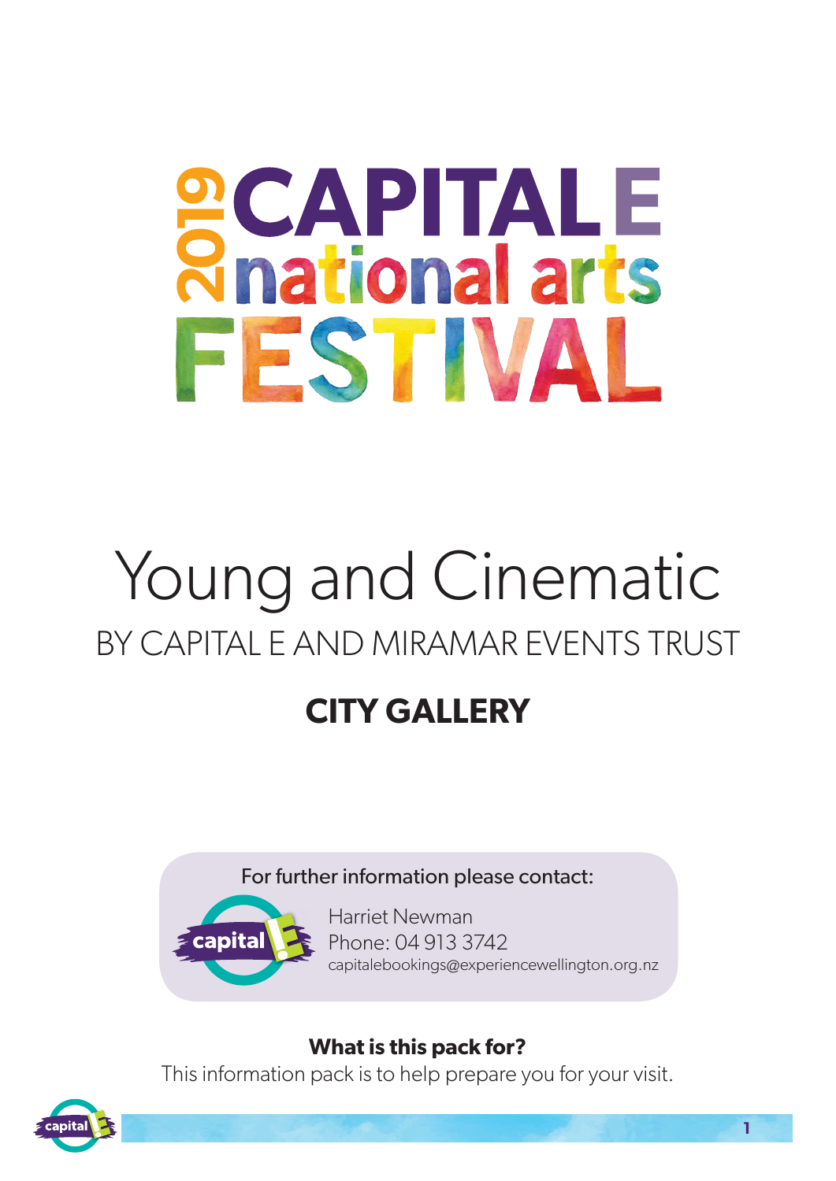# 2019 CAPITAL E national arts FESTIVAL

# Young and Cinematic

## BY CAPITAL E AND MIRAMAR EVENTS TRUST

## CITY GALLERY

For further information please contact:

Harriet Newman
Phone: 04 913 3742
capitalebookings@experiencewellington.org.nz

**What is this pack for?**

This information pack is to help prepare you for your visit.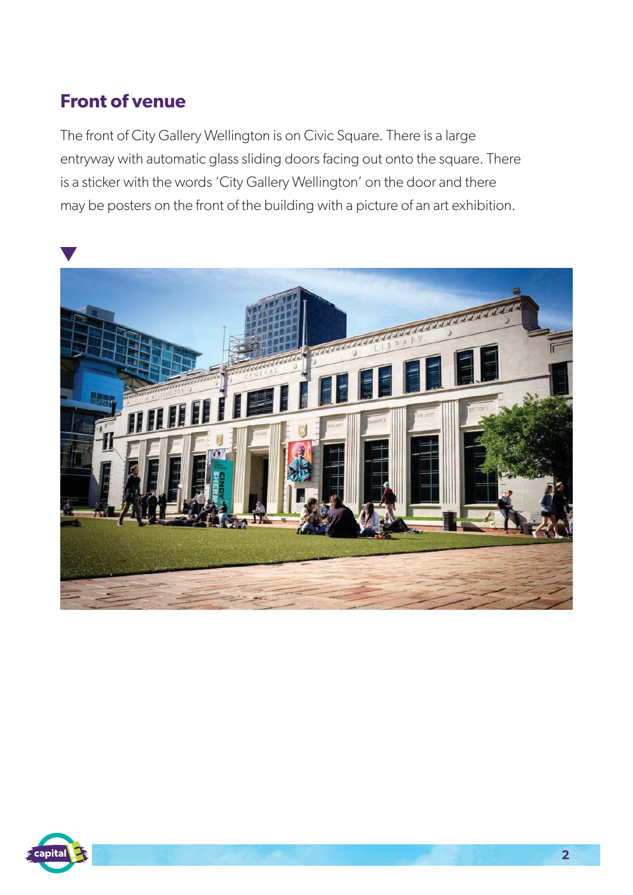## Front of venue

The front of City Gallery Wellington is on Civic Square. There is a large entryway with automatic glass sliding doors facing out onto the square. There is a sticker with the words 'City Gallery Wellington' on the door and there may be posters on the front of the building with a picture of an art exhibition.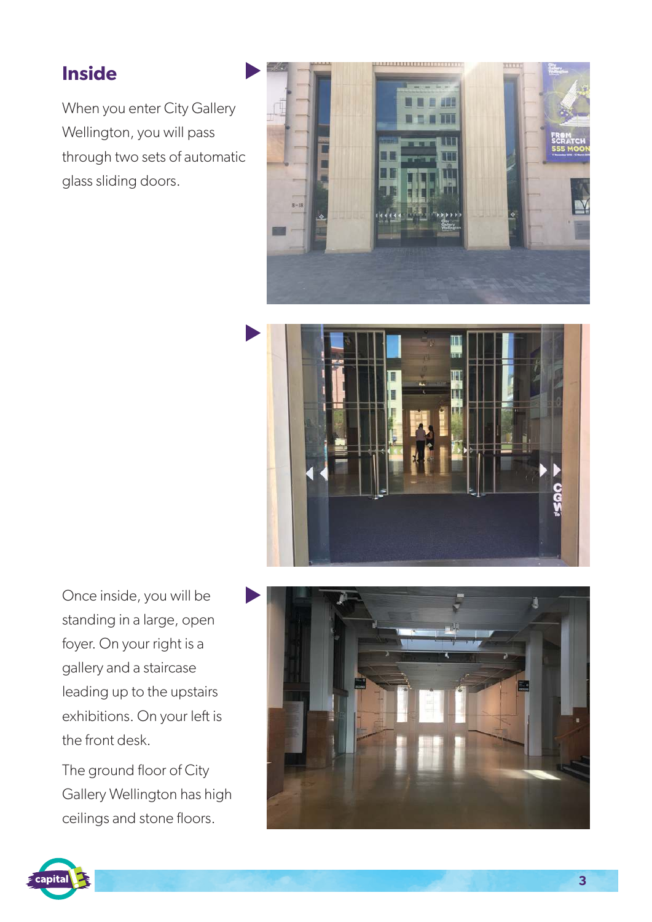## Inside

When you enter City Gallery Wellington, you will pass through two sets of automatic glass sliding doors.

Once inside, you will be standing in a large, open foyer. On your right is a gallery and a staircase leading up to the upstairs exhibitions. On your left is the front desk.

The ground floor of City Gallery Wellington has high ceilings and stone floors.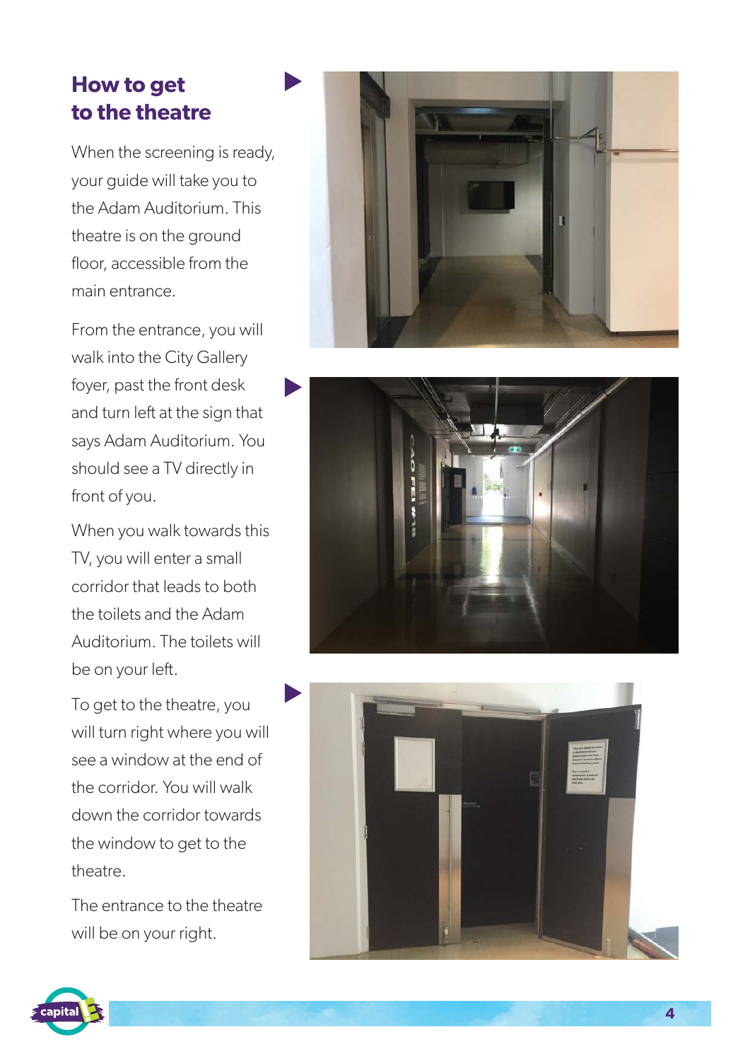## How to get to the theatre

When the screening is ready, your guide will take you to the Adam Auditorium. This theatre is on the ground floor, accessible from the main entrance.

From the entrance, you will walk into the City Gallery foyer, past the front desk and turn left at the sign that says Adam Auditorium. You should see a TV directly in front of you.

When you walk towards this TV, you will enter a small corridor that leads to both the toilets and the Adam Auditorium. The toilets will be on your left.

To get to the theatre, you will turn right where you will see a window at the end of the corridor. You will walk down the corridor towards the window to get to the theatre.

The entrance to the theatre will be on your right.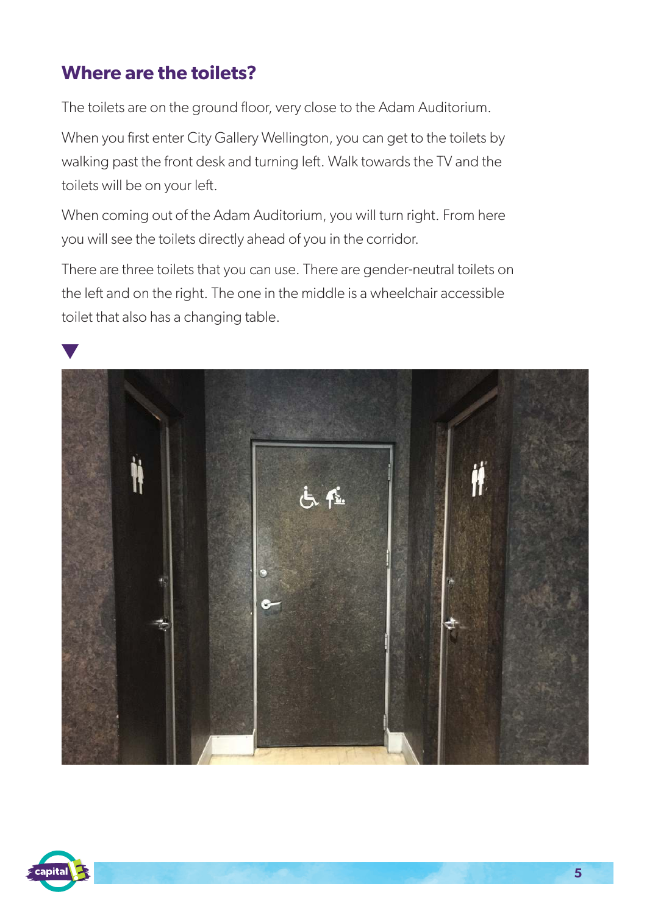## Where are the toilets?

The toilets are on the ground floor, very close to the Adam Auditorium.

When you first enter City Gallery Wellington, you can get to the toilets by walking past the front desk and turning left. Walk towards the TV and the toilets will be on your left.

When coming out of the Adam Auditorium, you will turn right. From here you will see the toilets directly ahead of you in the corridor.

There are three toilets that you can use. There are gender-neutral toilets on the left and on the right. The one in the middle is a wheelchair accessible toilet that also has a changing table.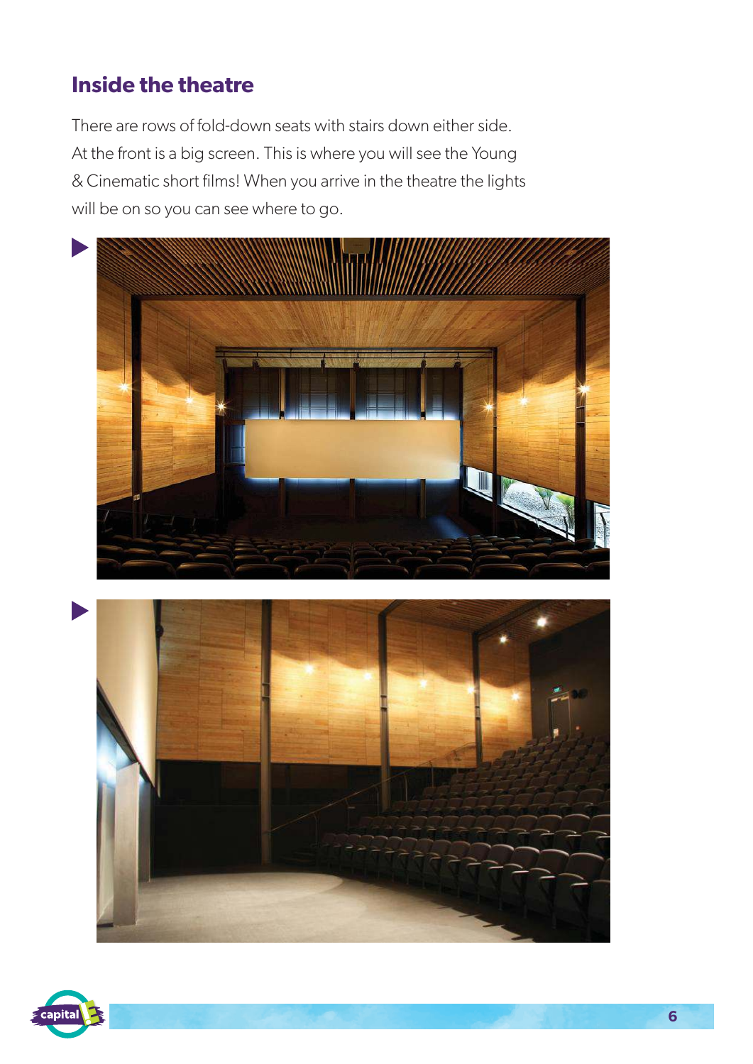## Inside the theatre

There are rows of fold-down seats with stairs down either side. At the front is a big screen. This is where you will see the Young & Cinematic short films! When you arrive in the theatre the lights will be on so you can see where to go.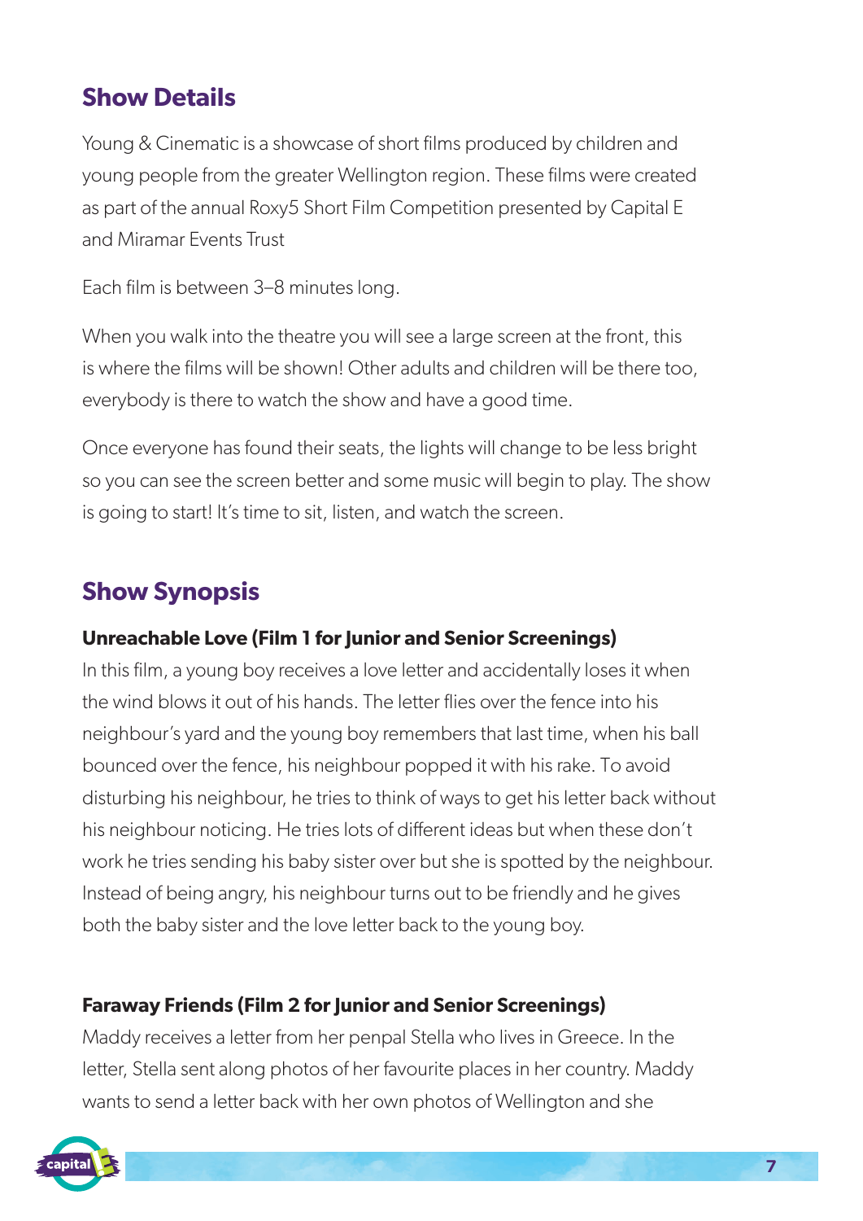## Show Details

Young & Cinematic is a showcase of short films produced by children and young people from the greater Wellington region. These films were created as part of the annual Roxy5 Short Film Competition presented by Capital E and Miramar Events Trust

Each film is between 3–8 minutes long.

When you walk into the theatre you will see a large screen at the front, this is where the films will be shown! Other adults and children will be there too, everybody is there to watch the show and have a good time.

Once everyone has found their seats, the lights will change to be less bright so you can see the screen better and some music will begin to play. The show is going to start! It's time to sit, listen, and watch the screen.

## Show Synopsis

**Unreachable Love (Film 1 for Junior and Senior Screenings)**

In this film, a young boy receives a love letter and accidentally loses it when the wind blows it out of his hands. The letter flies over the fence into his neighbour's yard and the young boy remembers that last time, when his ball bounced over the fence, his neighbour popped it with his rake. To avoid disturbing his neighbour, he tries to think of ways to get his letter back without his neighbour noticing. He tries lots of different ideas but when these don't work he tries sending his baby sister over but she is spotted by the neighbour. Instead of being angry, his neighbour turns out to be friendly and he gives both the baby sister and the love letter back to the young boy.

**Faraway Friends (Film 2 for Junior and Senior Screenings)**

Maddy receives a letter from her penpal Stella who lives in Greece. In the letter, Stella sent along photos of her favourite places in her country. Maddy wants to send a letter back with her own photos of Wellington and she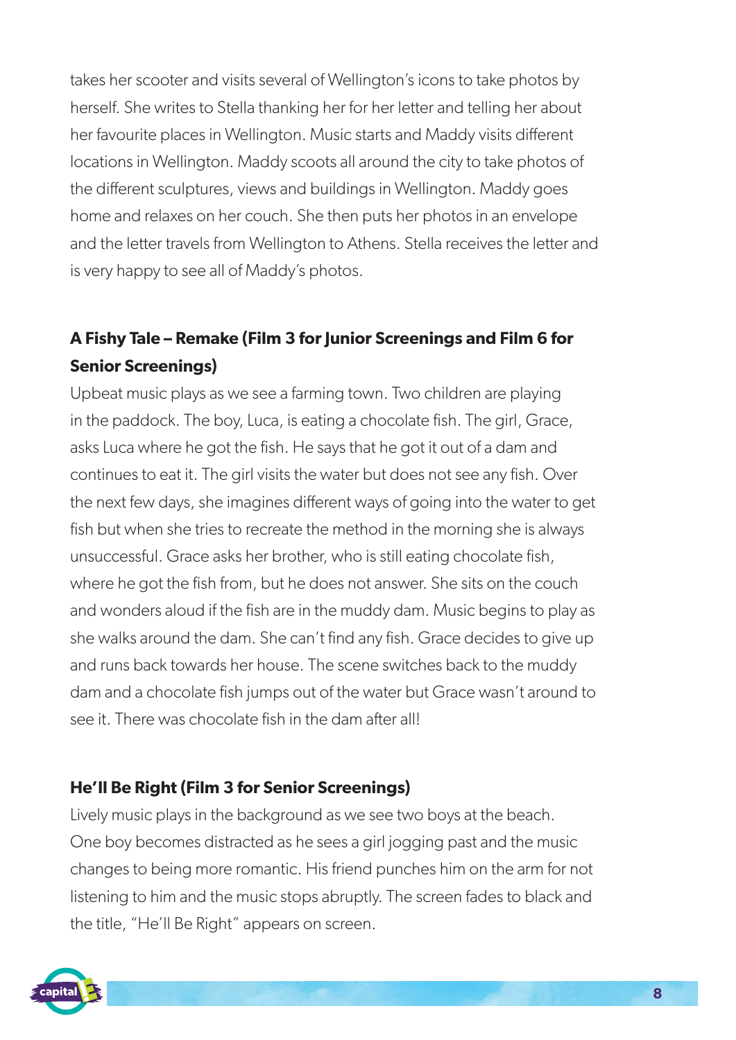takes her scooter and visits several of Wellington's icons to take photos by herself. She writes to Stella thanking her for her letter and telling her about her favourite places in Wellington. Music starts and Maddy visits different locations in Wellington. Maddy scoots all around the city to take photos of the different sculptures, views and buildings in Wellington. Maddy goes home and relaxes on her couch. She then puts her photos in an envelope and the letter travels from Wellington to Athens. Stella receives the letter and is very happy to see all of Maddy's photos.

**A Fishy Tale – Remake (Film 3 for Junior Screenings and Film 6 for Senior Screenings)**

Upbeat music plays as we see a farming town. Two children are playing in the paddock. The boy, Luca, is eating a chocolate fish. The girl, Grace, asks Luca where he got the fish. He says that he got it out of a dam and continues to eat it. The girl visits the water but does not see any fish. Over the next few days, she imagines different ways of going into the water to get fish but when she tries to recreate the method in the morning she is always unsuccessful. Grace asks her brother, who is still eating chocolate fish, where he got the fish from, but he does not answer. She sits on the couch and wonders aloud if the fish are in the muddy dam. Music begins to play as she walks around the dam. She can't find any fish. Grace decides to give up and runs back towards her house. The scene switches back to the muddy dam and a chocolate fish jumps out of the water but Grace wasn't around to see it. There was chocolate fish in the dam after all!

**He'll Be Right (Film 3 for Senior Screenings)**

Lively music plays in the background as we see two boys at the beach. One boy becomes distracted as he sees a girl jogging past and the music changes to being more romantic. His friend punches him on the arm for not listening to him and the music stops abruptly. The screen fades to black and the title, "He'll Be Right" appears on screen.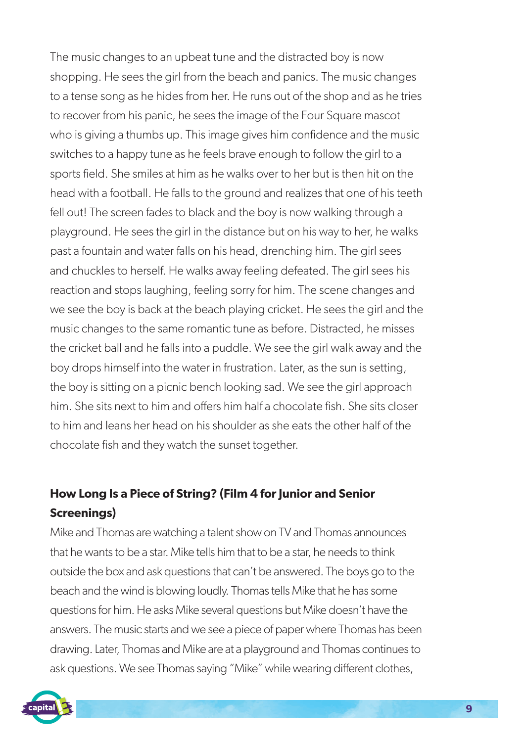The music changes to an upbeat tune and the distracted boy is now shopping. He sees the girl from the beach and panics. The music changes to a tense song as he hides from her. He runs out of the shop and as he tries to recover from his panic, he sees the image of the Four Square mascot who is giving a thumbs up. This image gives him confidence and the music switches to a happy tune as he feels brave enough to follow the girl to a sports field. She smiles at him as he walks over to her but is then hit on the head with a football. He falls to the ground and realizes that one of his teeth fell out! The screen fades to black and the boy is now walking through a playground. He sees the girl in the distance but on his way to her, he walks past a fountain and water falls on his head, drenching him. The girl sees and chuckles to herself. He walks away feeling defeated. The girl sees his reaction and stops laughing, feeling sorry for him. The scene changes and we see the boy is back at the beach playing cricket. He sees the girl and the music changes to the same romantic tune as before. Distracted, he misses the cricket ball and he falls into a puddle. We see the girl walk away and the boy drops himself into the water in frustration. Later, as the sun is setting, the boy is sitting on a picnic bench looking sad. We see the girl approach him. She sits next to him and offers him half a chocolate fish. She sits closer to him and leans her head on his shoulder as she eats the other half of the chocolate fish and they watch the sunset together.

### How Long Is a Piece of String? (Film 4 for Junior and Senior Screenings)

Mike and Thomas are watching a talent show on TV and Thomas announces that he wants to be a star. Mike tells him that to be a star, he needs to think outside the box and ask questions that can't be answered. The boys go to the beach and the wind is blowing loudly. Thomas tells Mike that he has some questions for him. He asks Mike several questions but Mike doesn't have the answers. The music starts and we see a piece of paper where Thomas has been drawing. Later, Thomas and Mike are at a playground and Thomas continues to ask questions. We see Thomas saying "Mike" while wearing different clothes,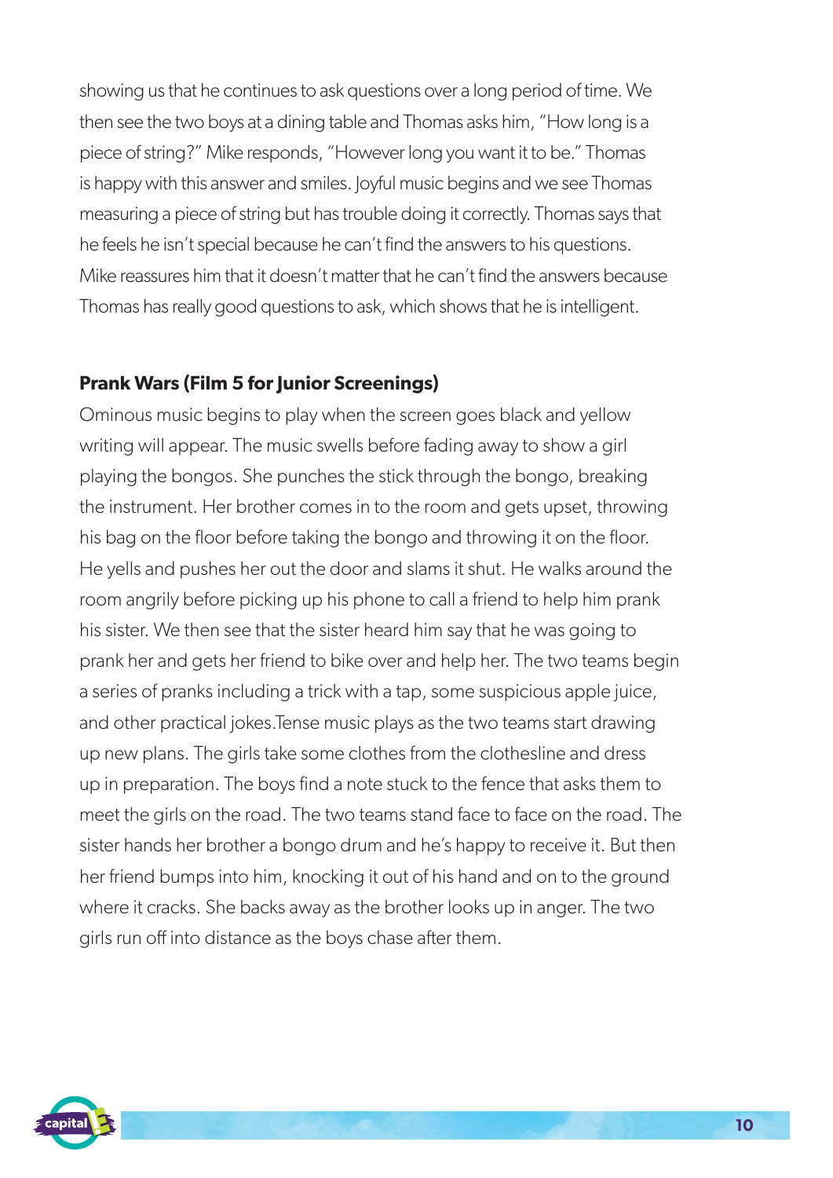showing us that he continues to ask questions over a long period of time. We then see the two boys at a dining table and Thomas asks him, "How long is a piece of string?" Mike responds, "However long you want it to be." Thomas is happy with this answer and smiles. Joyful music begins and we see Thomas measuring a piece of string but has trouble doing it correctly. Thomas says that he feels he isn't special because he can't find the answers to his questions. Mike reassures him that it doesn't matter that he can't find the answers because Thomas has really good questions to ask, which shows that he is intelligent.

**Prank Wars (Film 5 for Junior Screenings)**

Ominous music begins to play when the screen goes black and yellow writing will appear. The music swells before fading away to show a girl playing the bongos. She punches the stick through the bongo, breaking the instrument. Her brother comes in to the room and gets upset, throwing his bag on the floor before taking the bongo and throwing it on the floor. He yells and pushes her out the door and slams it shut. He walks around the room angrily before picking up his phone to call a friend to help him prank his sister. We then see that the sister heard him say that he was going to prank her and gets her friend to bike over and help her. The two teams begin a series of pranks including a trick with a tap, some suspicious apple juice, and other practical jokes.Tense music plays as the two teams start drawing up new plans. The girls take some clothes from the clothesline and dress up in preparation. The boys find a note stuck to the fence that asks them to meet the girls on the road. The two teams stand face to face on the road. The sister hands her brother a bongo drum and he's happy to receive it. But then her friend bumps into him, knocking it out of his hand and on to the ground where it cracks. She backs away as the brother looks up in anger. The two girls run off into distance as the boys chase after them.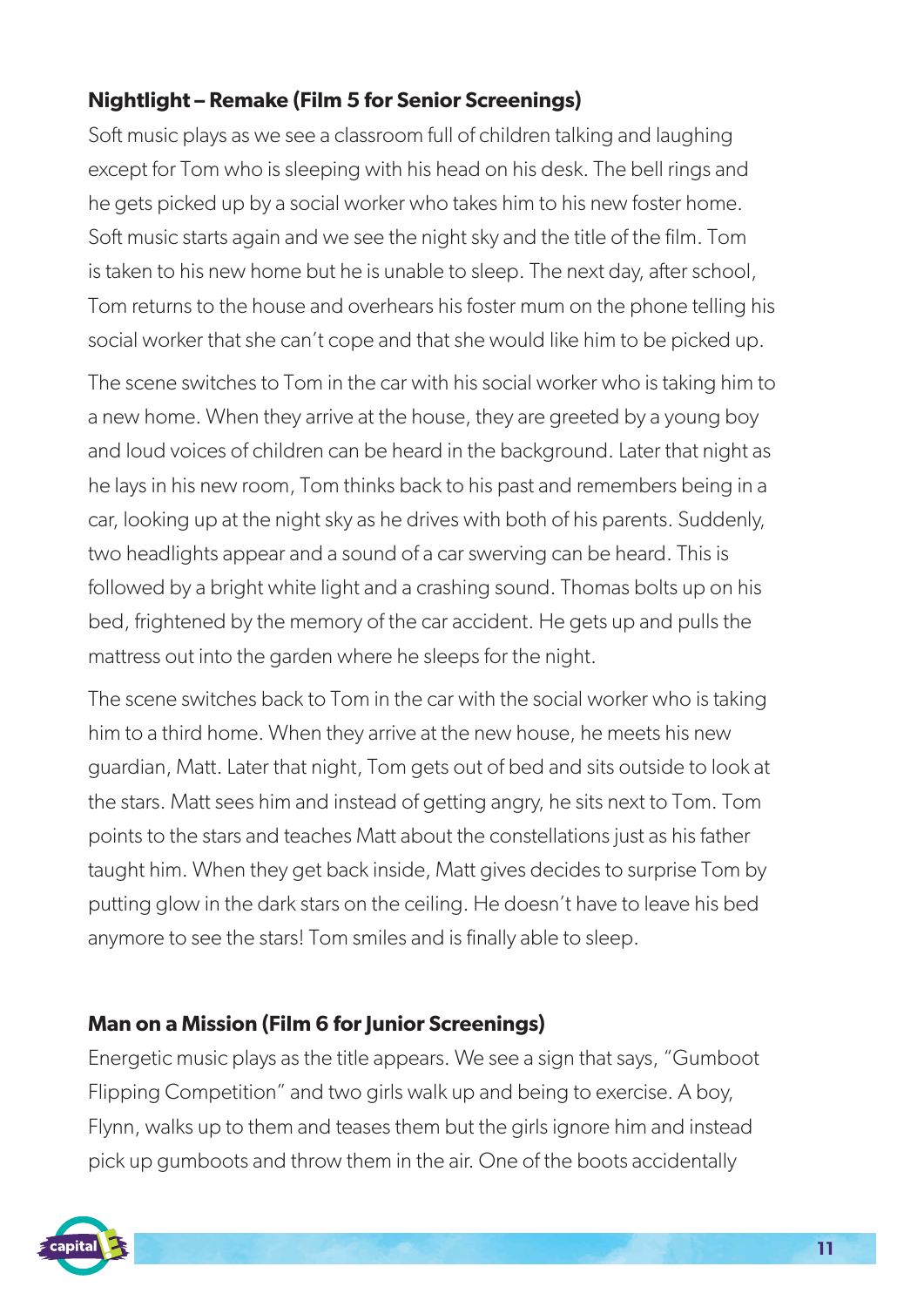**Nightlight – Remake (Film 5 for Senior Screenings)**

Soft music plays as we see a classroom full of children talking and laughing except for Tom who is sleeping with his head on his desk. The bell rings and he gets picked up by a social worker who takes him to his new foster home. Soft music starts again and we see the night sky and the title of the film. Tom is taken to his new home but he is unable to sleep. The next day, after school, Tom returns to the house and overhears his foster mum on the phone telling his social worker that she can't cope and that she would like him to be picked up.

The scene switches to Tom in the car with his social worker who is taking him to a new home. When they arrive at the house, they are greeted by a young boy and loud voices of children can be heard in the background. Later that night as he lays in his new room, Tom thinks back to his past and remembers being in a car, looking up at the night sky as he drives with both of his parents. Suddenly, two headlights appear and a sound of a car swerving can be heard. This is followed by a bright white light and a crashing sound. Thomas bolts up on his bed, frightened by the memory of the car accident. He gets up and pulls the mattress out into the garden where he sleeps for the night.

The scene switches back to Tom in the car with the social worker who is taking him to a third home. When they arrive at the new house, he meets his new guardian, Matt. Later that night, Tom gets out of bed and sits outside to look at the stars. Matt sees him and instead of getting angry, he sits next to Tom. Tom points to the stars and teaches Matt about the constellations just as his father taught him. When they get back inside, Matt gives decides to surprise Tom by putting glow in the dark stars on the ceiling. He doesn't have to leave his bed anymore to see the stars! Tom smiles and is finally able to sleep.

**Man on a Mission (Film 6 for Junior Screenings)**

Energetic music plays as the title appears. We see a sign that says, "Gumboot Flipping Competition" and two girls walk up and being to exercise. A boy, Flynn, walks up to them and teases them but the girls ignore him and instead pick up gumboots and throw them in the air. One of the boots accidentally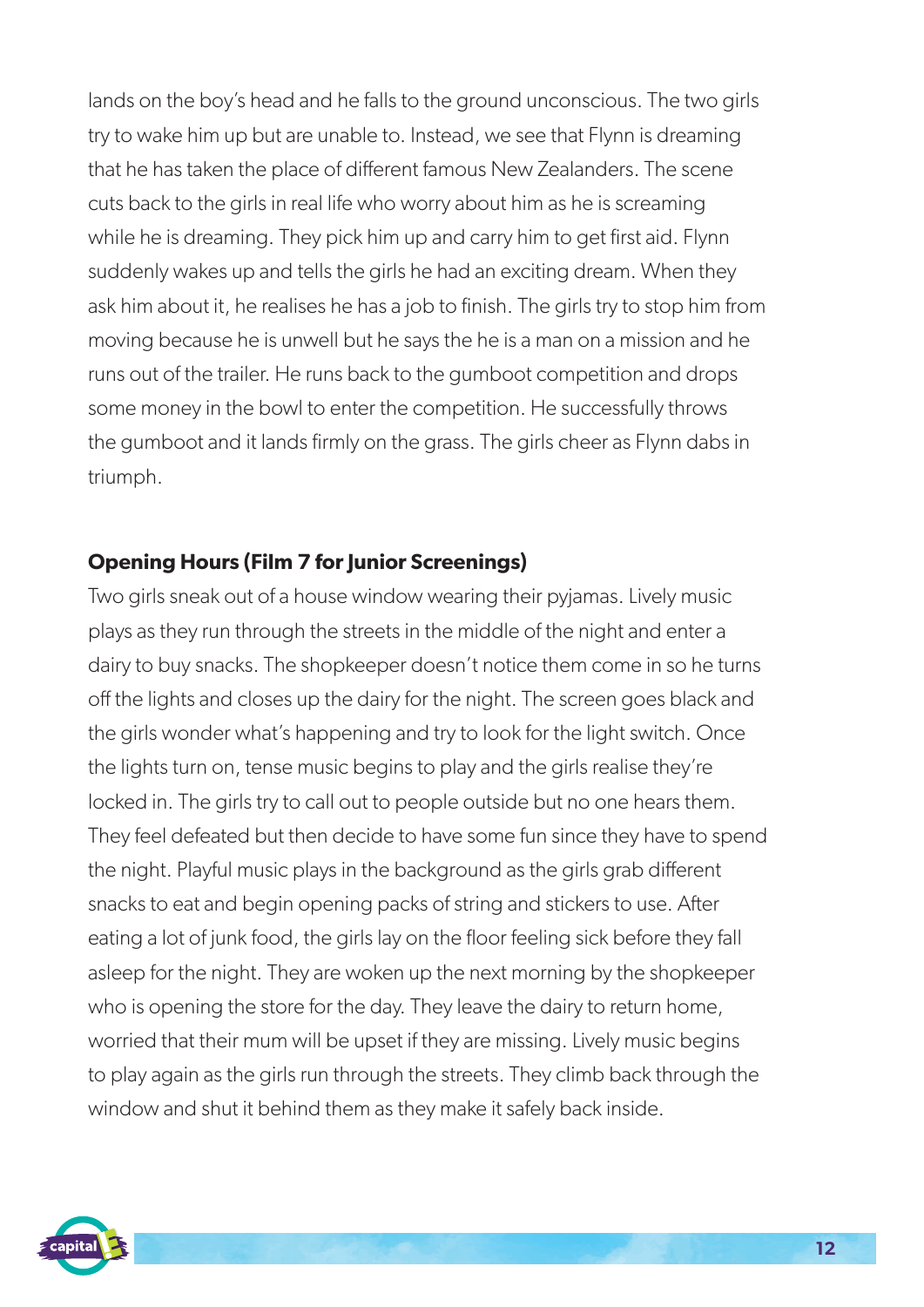lands on the boy's head and he falls to the ground unconscious. The two girls try to wake him up but are unable to. Instead, we see that Flynn is dreaming that he has taken the place of different famous New Zealanders. The scene cuts back to the girls in real life who worry about him as he is screaming while he is dreaming. They pick him up and carry him to get first aid. Flynn suddenly wakes up and tells the girls he had an exciting dream. When they ask him about it, he realises he has a job to finish. The girls try to stop him from moving because he is unwell but he says the he is a man on a mission and he runs out of the trailer. He runs back to the gumboot competition and drops some money in the bowl to enter the competition. He successfully throws the gumboot and it lands firmly on the grass. The girls cheer as Flynn dabs in triumph.

**Opening Hours (Film 7 for Junior Screenings)**

Two girls sneak out of a house window wearing their pyjamas. Lively music plays as they run through the streets in the middle of the night and enter a dairy to buy snacks. The shopkeeper doesn't notice them come in so he turns off the lights and closes up the dairy for the night. The screen goes black and the girls wonder what's happening and try to look for the light switch. Once the lights turn on, tense music begins to play and the girls realise they're locked in. The girls try to call out to people outside but no one hears them. They feel defeated but then decide to have some fun since they have to spend the night. Playful music plays in the background as the girls grab different snacks to eat and begin opening packs of string and stickers to use. After eating a lot of junk food, the girls lay on the floor feeling sick before they fall asleep for the night. They are woken up the next morning by the shopkeeper who is opening the store for the day. They leave the dairy to return home, worried that their mum will be upset if they are missing. Lively music begins to play again as the girls run through the streets. They climb back through the window and shut it behind them as they make it safely back inside.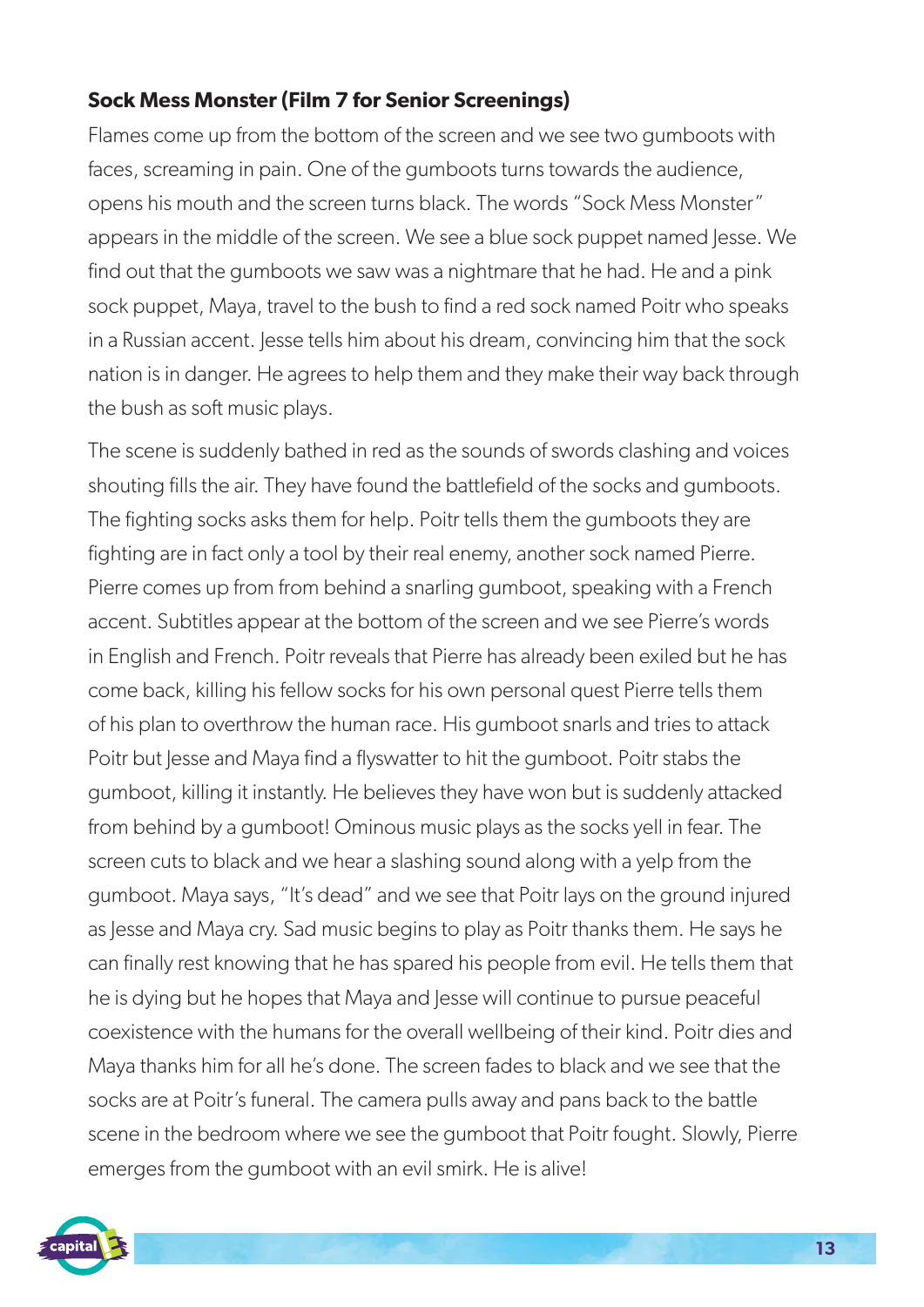**Sock Mess Monster (Film 7 for Senior Screenings)**

Flames come up from the bottom of the screen and we see two gumboots with faces, screaming in pain. One of the gumboots turns towards the audience, opens his mouth and the screen turns black. The words "Sock Mess Monster" appears in the middle of the screen. We see a blue sock puppet named Jesse. We find out that the gumboots we saw was a nightmare that he had. He and a pink sock puppet, Maya, travel to the bush to find a red sock named Poitr who speaks in a Russian accent. Jesse tells him about his dream, convincing him that the sock nation is in danger. He agrees to help them and they make their way back through the bush as soft music plays.

The scene is suddenly bathed in red as the sounds of swords clashing and voices shouting fills the air. They have found the battlefield of the socks and gumboots. The fighting socks asks them for help. Poitr tells them the gumboots they are fighting are in fact only a tool by their real enemy, another sock named Pierre. Pierre comes up from from behind a snarling gumboot, speaking with a French accent. Subtitles appear at the bottom of the screen and we see Pierre's words in English and French. Poitr reveals that Pierre has already been exiled but he has come back, killing his fellow socks for his own personal quest Pierre tells them of his plan to overthrow the human race. His gumboot snarls and tries to attack Poitr but Jesse and Maya find a flyswatter to hit the gumboot. Poitr stabs the gumboot, killing it instantly. He believes they have won but is suddenly attacked from behind by a gumboot! Ominous music plays as the socks yell in fear. The screen cuts to black and we hear a slashing sound along with a yelp from the gumboot. Maya says, "It's dead" and we see that Poitr lays on the ground injured as Jesse and Maya cry. Sad music begins to play as Poitr thanks them. He says he can finally rest knowing that he has spared his people from evil. He tells them that he is dying but he hopes that Maya and Jesse will continue to pursue peaceful coexistence with the humans for the overall wellbeing of their kind. Poitr dies and Maya thanks him for all he's done. The screen fades to black and we see that the socks are at Poitr's funeral. The camera pulls away and pans back to the battle scene in the bedroom where we see the gumboot that Poitr fought. Slowly, Pierre emerges from the gumboot with an evil smirk. He is alive!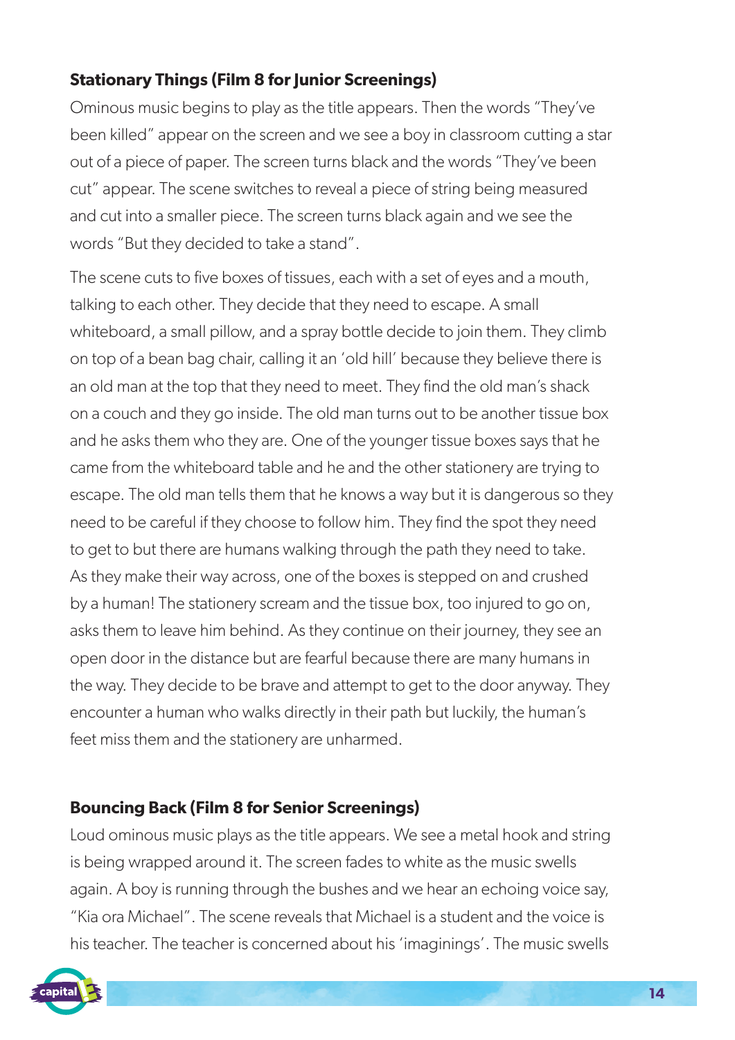### Stationary Things (Film 8 for Junior Screenings)

Ominous music begins to play as the title appears. Then the words "They've been killed" appear on the screen and we see a boy in classroom cutting a star out of a piece of paper. The screen turns black and the words "They've been cut" appear. The scene switches to reveal a piece of string being measured and cut into a smaller piece. The screen turns black again and we see the words "But they decided to take a stand".

The scene cuts to five boxes of tissues, each with a set of eyes and a mouth, talking to each other. They decide that they need to escape. A small whiteboard, a small pillow, and a spray bottle decide to join them. They climb on top of a bean bag chair, calling it an 'old hill' because they believe there is an old man at the top that they need to meet. They find the old man's shack on a couch and they go inside. The old man turns out to be another tissue box and he asks them who they are. One of the younger tissue boxes says that he came from the whiteboard table and he and the other stationery are trying to escape. The old man tells them that he knows a way but it is dangerous so they need to be careful if they choose to follow him. They find the spot they need to get to but there are humans walking through the path they need to take. As they make their way across, one of the boxes is stepped on and crushed by a human! The stationery scream and the tissue box, too injured to go on, asks them to leave him behind. As they continue on their journey, they see an open door in the distance but are fearful because there are many humans in the way. They decide to be brave and attempt to get to the door anyway. They encounter a human who walks directly in their path but luckily, the human's feet miss them and the stationery are unharmed.

### Bouncing Back (Film 8 for Senior Screenings)

Loud ominous music plays as the title appears. We see a metal hook and string is being wrapped around it. The screen fades to white as the music swells again. A boy is running through the bushes and we hear an echoing voice say, "Kia ora Michael". The scene reveals that Michael is a student and the voice is his teacher. The teacher is concerned about his 'imaginings'. The music swells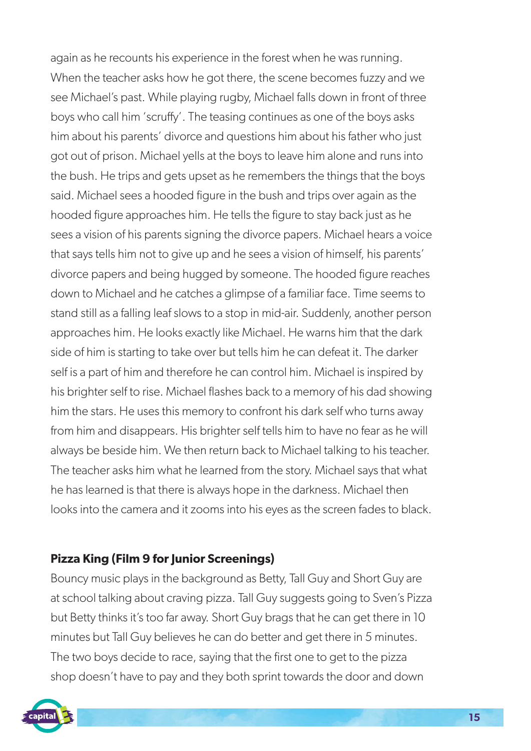again as he recounts his experience in the forest when he was running. When the teacher asks how he got there, the scene becomes fuzzy and we see Michael's past. While playing rugby, Michael falls down in front of three boys who call him 'scruffy'. The teasing continues as one of the boys asks him about his parents' divorce and questions him about his father who just got out of prison. Michael yells at the boys to leave him alone and runs into the bush. He trips and gets upset as he remembers the things that the boys said. Michael sees a hooded figure in the bush and trips over again as the hooded figure approaches him. He tells the figure to stay back just as he sees a vision of his parents signing the divorce papers. Michael hears a voice that says tells him not to give up and he sees a vision of himself, his parents' divorce papers and being hugged by someone. The hooded figure reaches down to Michael and he catches a glimpse of a familiar face. Time seems to stand still as a falling leaf slows to a stop in mid-air. Suddenly, another person approaches him. He looks exactly like Michael. He warns him that the dark side of him is starting to take over but tells him he can defeat it. The darker self is a part of him and therefore he can control him. Michael is inspired by his brighter self to rise. Michael flashes back to a memory of his dad showing him the stars. He uses this memory to confront his dark self who turns away from him and disappears. His brighter self tells him to have no fear as he will always be beside him. We then return back to Michael talking to his teacher. The teacher asks him what he learned from the story. Michael says that what he has learned is that there is always hope in the darkness. Michael then looks into the camera and it zooms into his eyes as the screen fades to black.

**Pizza King (Film 9 for Junior Screenings)**

Bouncy music plays in the background as Betty, Tall Guy and Short Guy are at school talking about craving pizza. Tall Guy suggests going to Sven's Pizza but Betty thinks it's too far away. Short Guy brags that he can get there in 10 minutes but Tall Guy believes he can do better and get there in 5 minutes. The two boys decide to race, saying that the first one to get to the pizza shop doesn't have to pay and they both sprint towards the door and down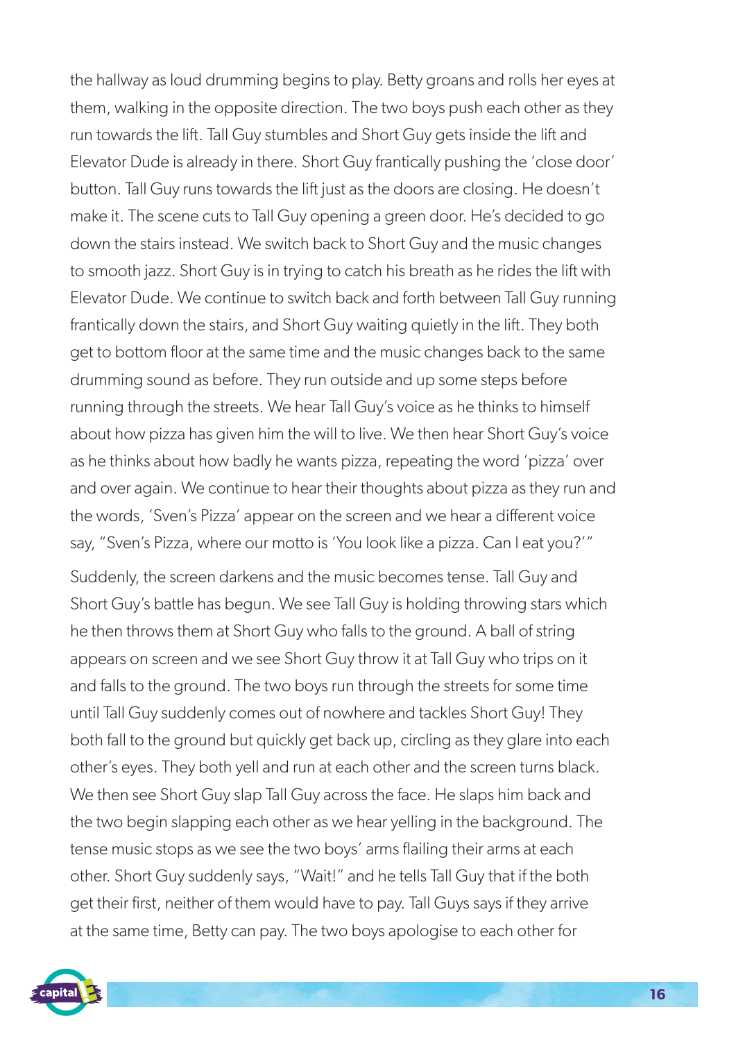the hallway as loud drumming begins to play. Betty groans and rolls her eyes at them, walking in the opposite direction. The two boys push each other as they run towards the lift. Tall Guy stumbles and Short Guy gets inside the lift and Elevator Dude is already in there. Short Guy frantically pushing the 'close door' button. Tall Guy runs towards the lift just as the doors are closing. He doesn't make it. The scene cuts to Tall Guy opening a green door. He's decided to go down the stairs instead. We switch back to Short Guy and the music changes to smooth jazz. Short Guy is in trying to catch his breath as he rides the lift with Elevator Dude. We continue to switch back and forth between Tall Guy running frantically down the stairs, and Short Guy waiting quietly in the lift. They both get to bottom floor at the same time and the music changes back to the same drumming sound as before. They run outside and up some steps before running through the streets. We hear Tall Guy's voice as he thinks to himself about how pizza has given him the will to live. We then hear Short Guy's voice as he thinks about how badly he wants pizza, repeating the word 'pizza' over and over again. We continue to hear their thoughts about pizza as they run and the words, 'Sven's Pizza' appear on the screen and we hear a different voice say, "Sven's Pizza, where our motto is 'You look like a pizza. Can I eat you?'"

Suddenly, the screen darkens and the music becomes tense. Tall Guy and Short Guy's battle has begun. We see Tall Guy is holding throwing stars which he then throws them at Short Guy who falls to the ground. A ball of string appears on screen and we see Short Guy throw it at Tall Guy who trips on it and falls to the ground. The two boys run through the streets for some time until Tall Guy suddenly comes out of nowhere and tackles Short Guy! They both fall to the ground but quickly get back up, circling as they glare into each other's eyes. They both yell and run at each other and the screen turns black. We then see Short Guy slap Tall Guy across the face. He slaps him back and the two begin slapping each other as we hear yelling in the background. The tense music stops as we see the two boys' arms flailing their arms at each other. Short Guy suddenly says, "Wait!" and he tells Tall Guy that if the both get their first, neither of them would have to pay. Tall Guys says if they arrive at the same time, Betty can pay. The two boys apologise to each other for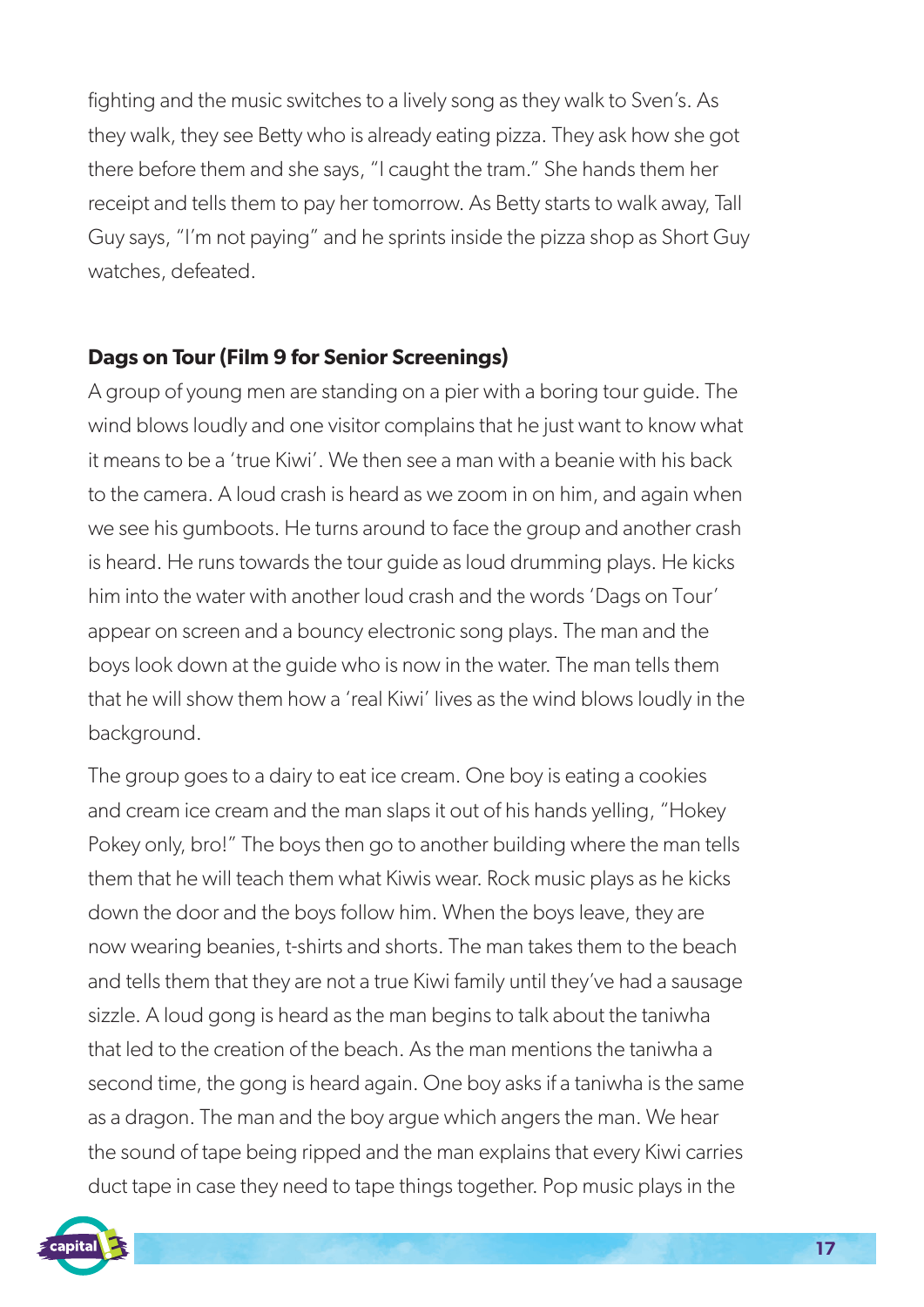fighting and the music switches to a lively song as they walk to Sven's. As they walk, they see Betty who is already eating pizza. They ask how she got there before them and she says, "I caught the tram." She hands them her receipt and tells them to pay her tomorrow. As Betty starts to walk away, Tall Guy says, "I'm not paying" and he sprints inside the pizza shop as Short Guy watches, defeated.

**Dags on Tour (Film 9 for Senior Screenings)**

A group of young men are standing on a pier with a boring tour guide. The wind blows loudly and one visitor complains that he just want to know what it means to be a 'true Kiwi'. We then see a man with a beanie with his back to the camera. A loud crash is heard as we zoom in on him, and again when we see his gumboots. He turns around to face the group and another crash is heard. He runs towards the tour guide as loud drumming plays. He kicks him into the water with another loud crash and the words 'Dags on Tour' appear on screen and a bouncy electronic song plays. The man and the boys look down at the guide who is now in the water. The man tells them that he will show them how a 'real Kiwi' lives as the wind blows loudly in the background.

The group goes to a dairy to eat ice cream. One boy is eating a cookies and cream ice cream and the man slaps it out of his hands yelling, "Hokey Pokey only, bro!" The boys then go to another building where the man tells them that he will teach them what Kiwis wear. Rock music plays as he kicks down the door and the boys follow him. When the boys leave, they are now wearing beanies, t-shirts and shorts. The man takes them to the beach and tells them that they are not a true Kiwi family until they've had a sausage sizzle. A loud gong is heard as the man begins to talk about the taniwha that led to the creation of the beach. As the man mentions the taniwha a second time, the gong is heard again. One boy asks if a taniwha is the same as a dragon. The man and the boy argue which angers the man. We hear the sound of tape being ripped and the man explains that every Kiwi carries duct tape in case they need to tape things together. Pop music plays in the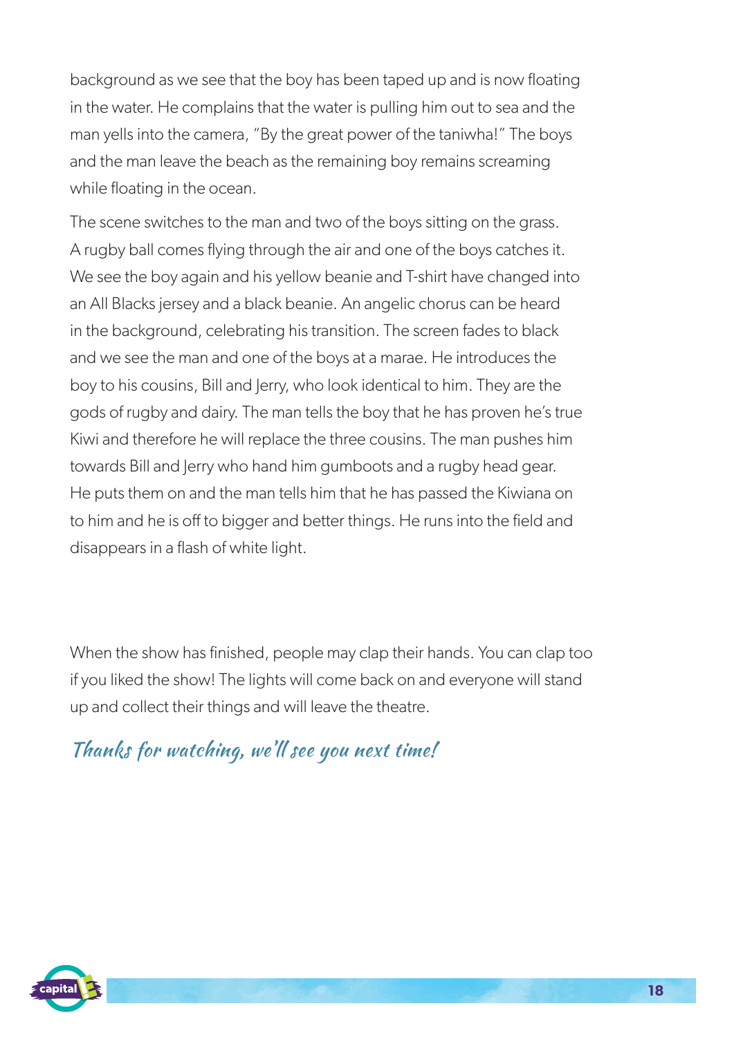background as we see that the boy has been taped up and is now floating in the water. He complains that the water is pulling him out to sea and the man yells into the camera, "By the great power of the taniwha!" The boys and the man leave the beach as the remaining boy remains screaming while floating in the ocean.

The scene switches to the man and two of the boys sitting on the grass. A rugby ball comes flying through the air and one of the boys catches it. We see the boy again and his yellow beanie and T-shirt have changed into an All Blacks jersey and a black beanie. An angelic chorus can be heard in the background, celebrating his transition. The screen fades to black and we see the man and one of the boys at a marae. He introduces the boy to his cousins, Bill and Jerry, who look identical to him. They are the gods of rugby and dairy. The man tells the boy that he has proven he's true Kiwi and therefore he will replace the three cousins. The man pushes him towards Bill and Jerry who hand him gumboots and a rugby head gear. He puts them on and the man tells him that he has passed the Kiwiana on to him and he is off to bigger and better things. He runs into the field and disappears in a flash of white light.

When the show has finished, people may clap their hands. You can clap too if you liked the show! The lights will come back on and everyone will stand up and collect their things and will leave the theatre.

*Thanks for watching, we'll see you next time!*